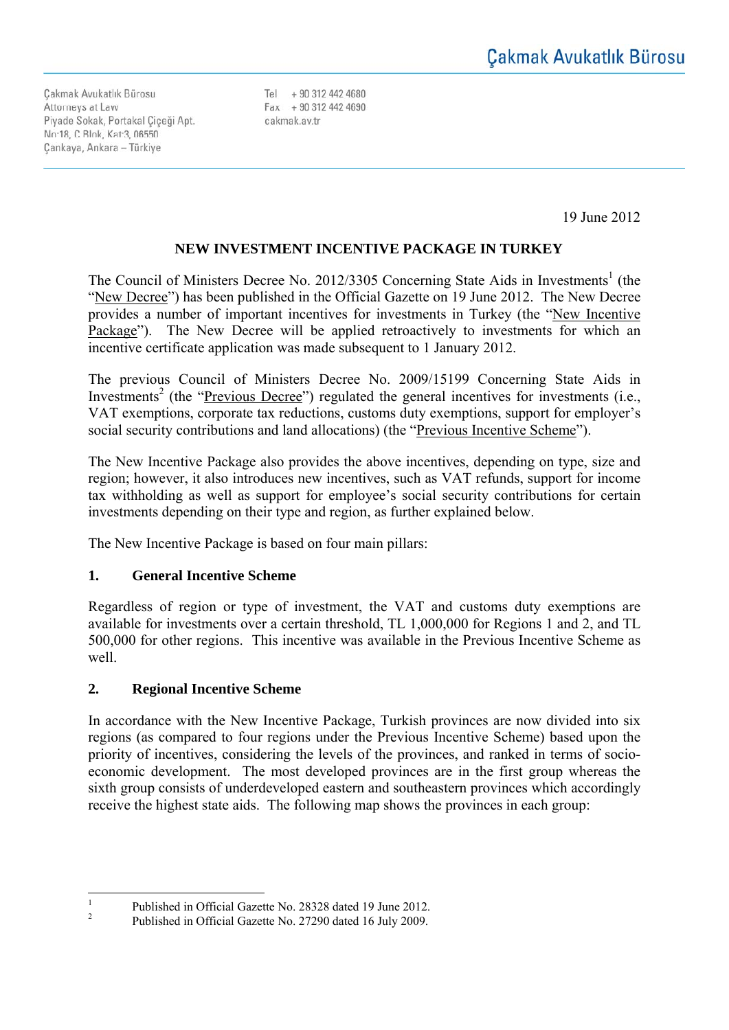Çakmak Avukatlık Bürosu
Attorneys at Law
Piyade Sokak, Portakal Çiçeği Apt.
No:18, C Blok, Kat:3, 06550
Çankaya, Ankara – Türkiye

Tel + 90 312 442 4680
Fax + 90 312 442 4690
cakmak.av.tr

19 June 2012

# NEW INVESTMENT INCENTIVE PACKAGE IN TURKEY

The Council of Ministers Decree No. 2012/3305 Concerning State Aids in Investments[1] (the "New Decree") has been published in the Official Gazette on 19 June 2012. The New Decree provides a number of important incentives for investments in Turkey (the "New Incentive Package"). The New Decree will be applied retroactively to investments for which an incentive certificate application was made subsequent to 1 January 2012.

The previous Council of Ministers Decree No. 2009/15199 Concerning State Aids in Investments[2] (the "Previous Decree") regulated the general incentives for investments (i.e., VAT exemptions, corporate tax reductions, customs duty exemptions, support for employer's social security contributions and land allocations) (the "Previous Incentive Scheme").

The New Incentive Package also provides the above incentives, depending on type, size and region; however, it also introduces new incentives, such as VAT refunds, support for income tax withholding as well as support for employee's social security contributions for certain investments depending on their type and region, as further explained below.

The New Incentive Package is based on four main pillars:

## 1. General Incentive Scheme

Regardless of region or type of investment, the VAT and customs duty exemptions are available for investments over a certain threshold, TL 1,000,000 for Regions 1 and 2, and TL 500,000 for other regions. This incentive was available in the Previous Incentive Scheme as well.

## 2. Regional Incentive Scheme

In accordance with the New Incentive Package, Turkish provinces are now divided into six regions (as compared to four regions under the Previous Incentive Scheme) based upon the priority of incentives, considering the levels of the provinces, and ranked in terms of socio-economic development. The most developed provinces are in the first group whereas the sixth group consists of underdeveloped eastern and southeastern provinces which accordingly receive the highest state aids. The following map shows the provinces in each group:

---

[1] Published in Official Gazette No. 28328 dated 19 June 2012.

[2] Published in Official Gazette No. 27290 dated 16 July 2009.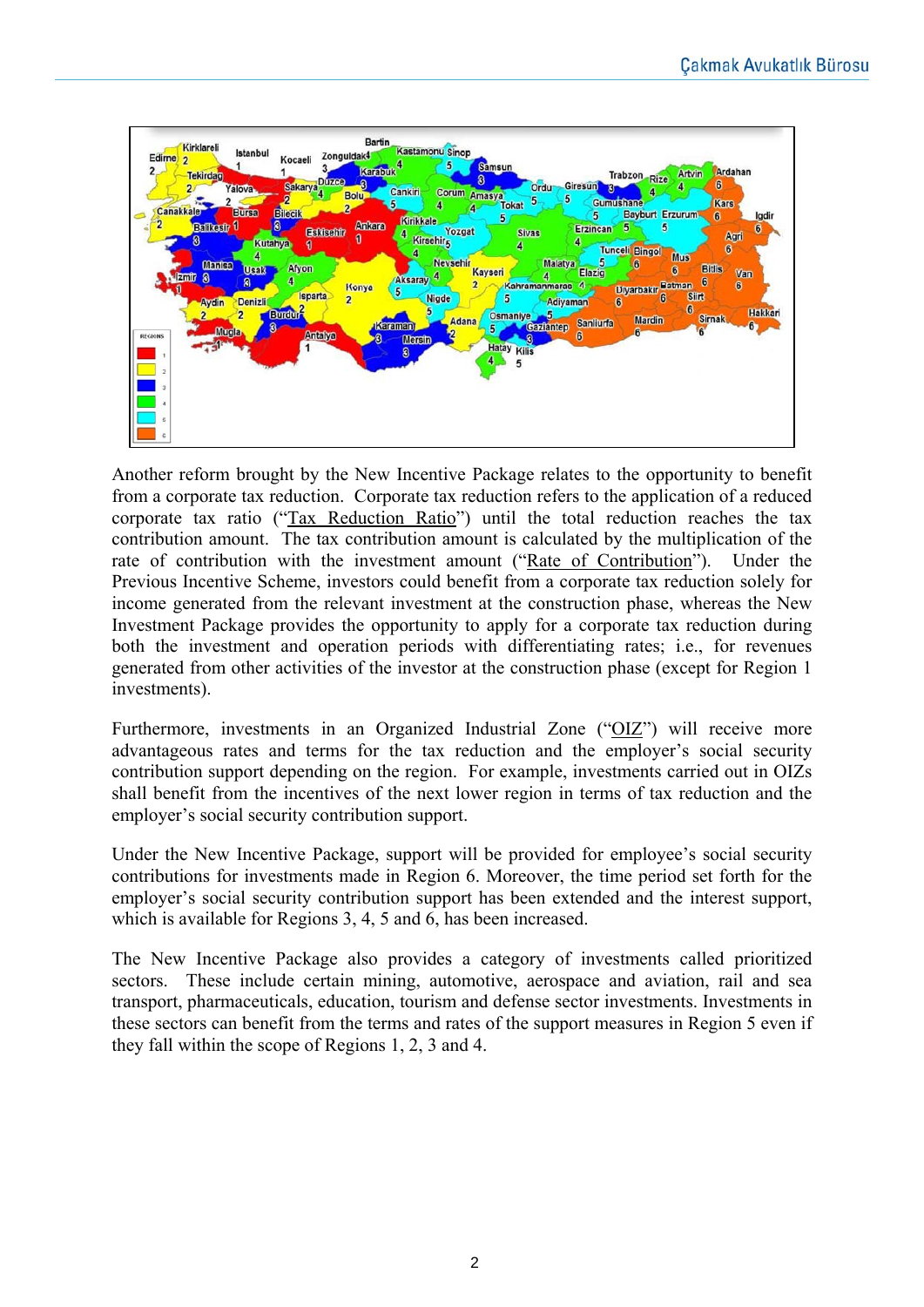Another reform brought by the New Incentive Package relates to the opportunity to benefit from a corporate tax reduction. Corporate tax reduction refers to the application of a reduced corporate tax ratio ("Tax Reduction Ratio") until the total reduction reaches the tax contribution amount. The tax contribution amount is calculated by the multiplication of the rate of contribution with the investment amount ("Rate of Contribution"). Under the Previous Incentive Scheme, investors could benefit from a corporate tax reduction solely for income generated from the relevant investment at the construction phase, whereas the New Investment Package provides the opportunity to apply for a corporate tax reduction during both the investment and operation periods with differentiating rates; i.e., for revenues generated from other activities of the investor at the construction phase (except for Region 1 investments).

Furthermore, investments in an Organized Industrial Zone ("OIZ") will receive more advantageous rates and terms for the tax reduction and the employer's social security contribution support depending on the region. For example, investments carried out in OIZs shall benefit from the incentives of the next lower region in terms of tax reduction and the employer's social security contribution support.

Under the New Incentive Package, support will be provided for employee's social security contributions for investments made in Region 6. Moreover, the time period set forth for the employer's social security contribution support has been extended and the interest support, which is available for Regions 3, 4, 5 and 6, has been increased.

The New Incentive Package also provides a category of investments called prioritized sectors. These include certain mining, automotive, aerospace and aviation, rail and sea transport, pharmaceuticals, education, tourism and defense sector investments. Investments in these sectors can benefit from the terms and rates of the support measures in Region 5 even if they fall within the scope of Regions 1, 2, 3 and 4.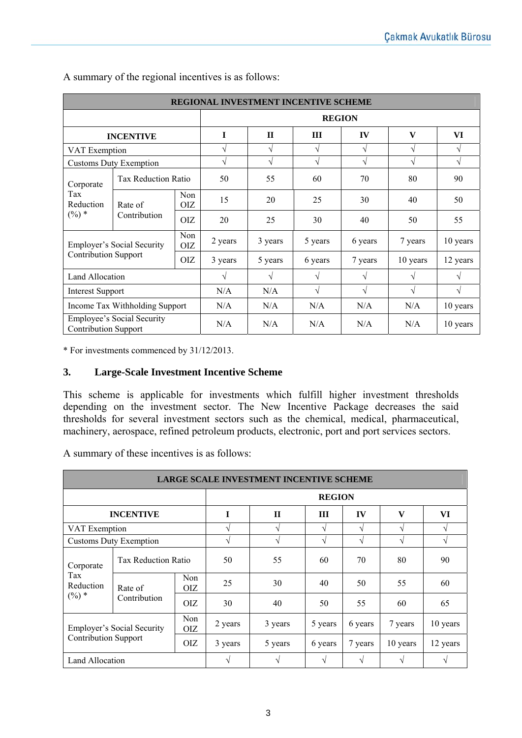A summary of the regional incentives is as follows:

| REGIONAL INVESTMENT INCENTIVE SCHEME | | | | | | | | |
|---|---|---|---|---|---|---|---|---|
| | | | REGION | | | | | |
| INCENTIVE | | | I | II | III | IV | V | VI |
| VAT Exemption | | | √ | √ | √ | √ | √ | √ |
| Customs Duty Exemption | | | √ | √ | √ | √ | √ | √ |
| Corporate Tax Reduction (%) * | Tax Reduction Ratio | | 50 | 55 | 60 | 70 | 80 | 90 |
| | Rate of Contribution | Non OIZ | 15 | 20 | 25 | 30 | 40 | 50 |
| | | OIZ | 20 | 25 | 30 | 40 | 50 | 55 |
| Employer's Social Security Contribution Support | | Non OIZ | 2 years | 3 years | 5 years | 6 years | 7 years | 10 years |
| | | OIZ | 3 years | 5 years | 6 years | 7 years | 10 years | 12 years |
| Land Allocation | | | √ | √ | √ | √ | √ | √ |
| Interest Support | | | N/A | N/A | √ | √ | √ | √ |
| Income Tax Withholding Support | | | N/A | N/A | N/A | N/A | N/A | 10 years |
| Employee's Social Security Contribution Support | | | N/A | N/A | N/A | N/A | N/A | 10 years |

* For investments commenced by 31/12/2013.

### 3. Large-Scale Investment Incentive Scheme

This scheme is applicable for investments which fulfill higher investment thresholds depending on the investment sector. The New Incentive Package decreases the said thresholds for several investment sectors such as the chemical, medical, pharmaceutical, machinery, aerospace, refined petroleum products, electronic, port and port services sectors.

A summary of these incentives is as follows:

| LARGE SCALE INVESTMENT INCENTIVE SCHEME | | | | | | | | |
|---|---|---|---|---|---|---|---|---|
| | | | REGION | | | | | |
| INCENTIVE | | | I | II | III | IV | V | VI |
| VAT Exemption | | | √ | √ | √ | √ | √ | √ |
| Customs Duty Exemption | | | √ | √ | √ | √ | √ | √ |
| Corporate Tax Reduction (%) * | Tax Reduction Ratio | | 50 | 55 | 60 | 70 | 80 | 90 |
| | Rate of Contribution | Non OIZ | 25 | 30 | 40 | 50 | 55 | 60 |
| | | OIZ | 30 | 40 | 50 | 55 | 60 | 65 |
| Employer's Social Security Contribution Support | | Non OIZ | 2 years | 3 years | 5 years | 6 years | 7 years | 10 years |
| | | OIZ | 3 years | 5 years | 6 years | 7 years | 10 years | 12 years |
| Land Allocation | | | √ | √ | √ | √ | √ | √ |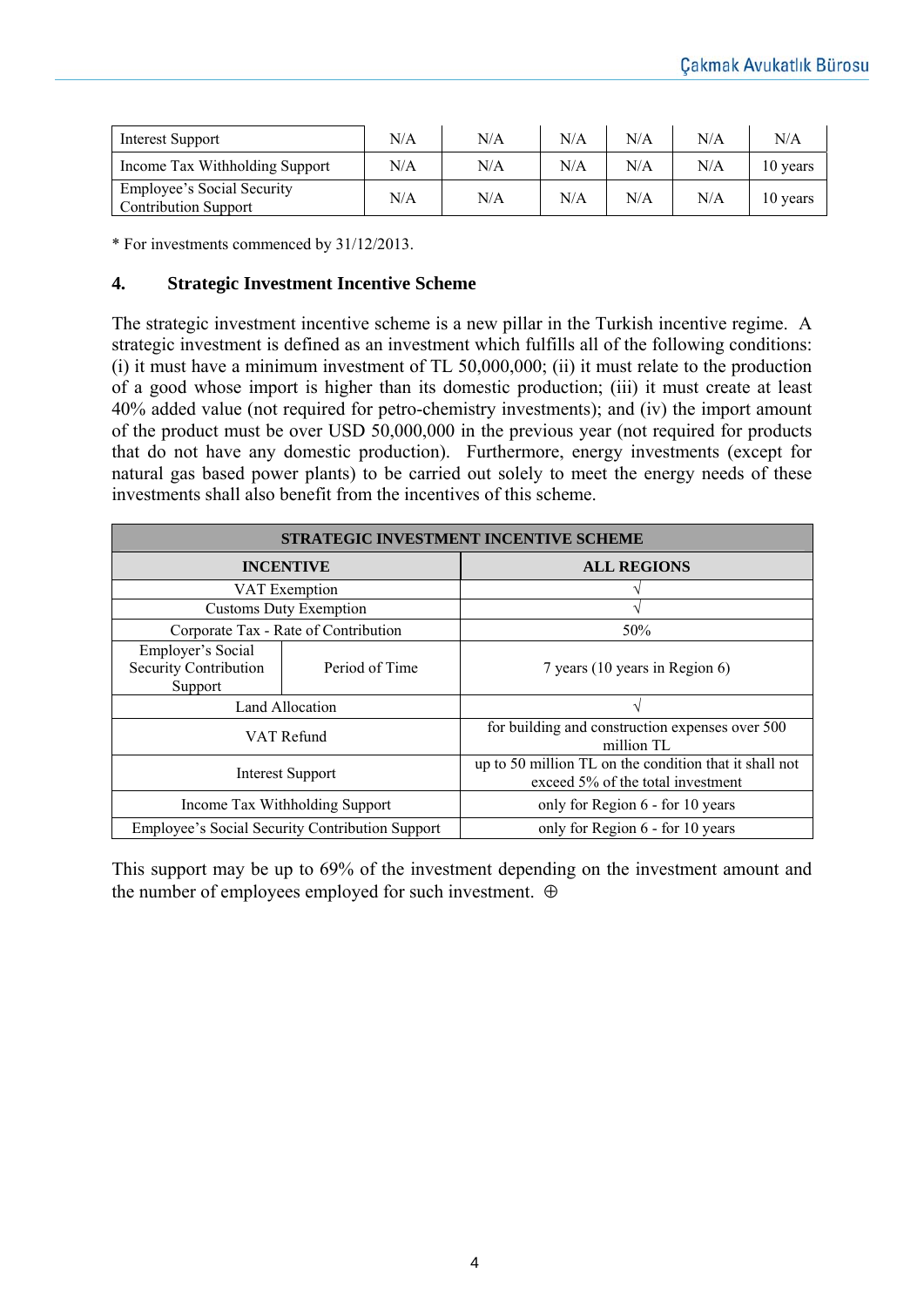| | | | | | | |
|---|---|---|---|---|---|---|
| Interest Support | N/A | N/A | N/A | N/A | N/A | N/A |
| Income Tax Withholding Support | N/A | N/A | N/A | N/A | N/A | 10 years |
| Employee's Social Security Contribution Support | N/A | N/A | N/A | N/A | N/A | 10 years |

\* For investments commenced by 31/12/2013.

## 4. Strategic Investment Incentive Scheme

The strategic investment incentive scheme is a new pillar in the Turkish incentive regime. A strategic investment is defined as an investment which fulfills all of the following conditions: (i) it must have a minimum investment of TL 50,000,000; (ii) it must relate to the production of a good whose import is higher than its domestic production; (iii) it must create at least 40% added value (not required for petro-chemistry investments); and (iv) the import amount of the product must be over USD 50,000,000 in the previous year (not required for products that do not have any domestic production). Furthermore, energy investments (except for natural gas based power plants) to be carried out solely to meet the energy needs of these investments shall also benefit from the incentives of this scheme.

| STRATEGIC INVESTMENT INCENTIVE SCHEME | | |
|---|---|---|
| **INCENTIVE** | | **ALL REGIONS** |
| VAT Exemption | | √ |
| Customs Duty Exemption | | √ |
| Corporate Tax - Rate of Contribution | | 50% |
| Employer's Social Security Contribution Support | Period of Time | 7 years (10 years in Region 6) |
| Land Allocation | | √ |
| VAT Refund | | for building and construction expenses over 500 million TL |
| Interest Support | | up to 50 million TL on the condition that it shall not exceed 5% of the total investment |
| Income Tax Withholding Support | | only for Region 6 - for 10 years |
| Employee's Social Security Contribution Support | | only for Region 6 - for 10 years |

This support may be up to 69% of the investment depending on the investment amount and the number of employees employed for such investment. ⊕